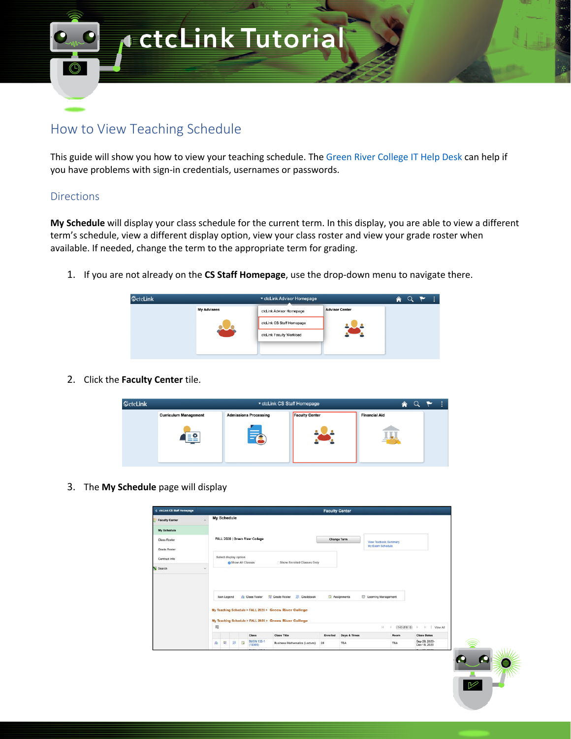# ctcLink Tutorial

## How to View Teaching Schedule

This guide will show you how to view your teaching schedule. The Green River College IT Help Desk can help if you have problems with sign-in credentials, usernames or passwords.

### Directions

**My Schedule** will display your class schedule for the current term. In this display, you are able to view a different term's schedule, view a different display option, view your class roster and view your grade roster when available. If needed, change the term to the appropriate term for grading.

1. If you are not already on the **CS Staff Homepage**, use the drop-down menu to navigate there.

2. Click the **Faculty Center** tile.

3. The **My Schedule** page will display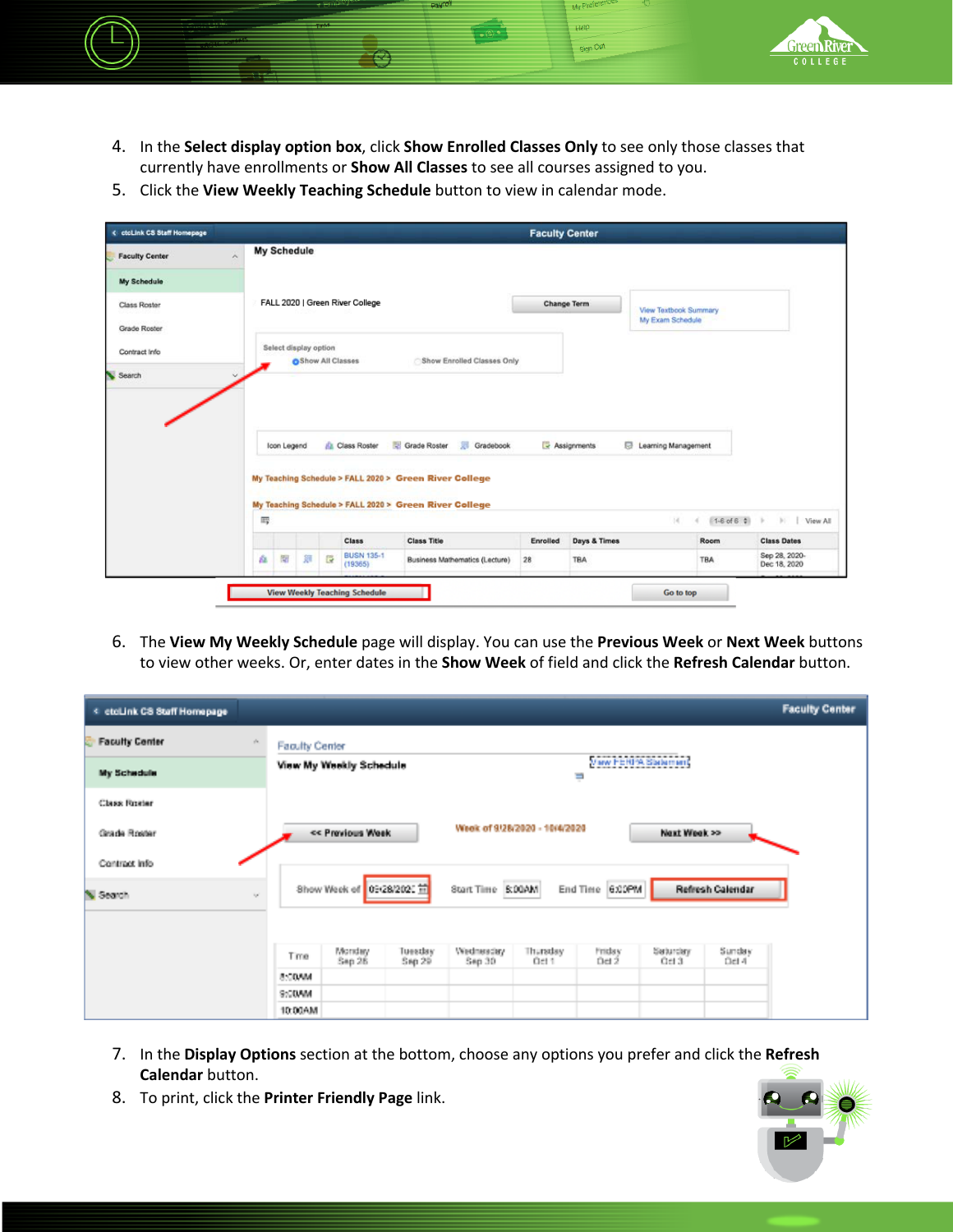4. In the **Select display option box**, click **Show Enrolled Classes Only** to see only those classes that currently have enrollments or **Show All Classes** to see all courses assigned to you.
5. Click the **View Weekly Teaching Schedule** button to view in calendar mode.

6. The **View My Weekly Schedule** page will display. You can use the **Previous Week** or **Next Week** buttons to view other weeks. Or, enter dates in the **Show Week** of field and click the **Refresh Calendar** button.

7. In the **Display Options** section at the bottom, choose any options you prefer and click the **Refresh Calendar** button.
8. To print, click the **Printer Friendly Page** link.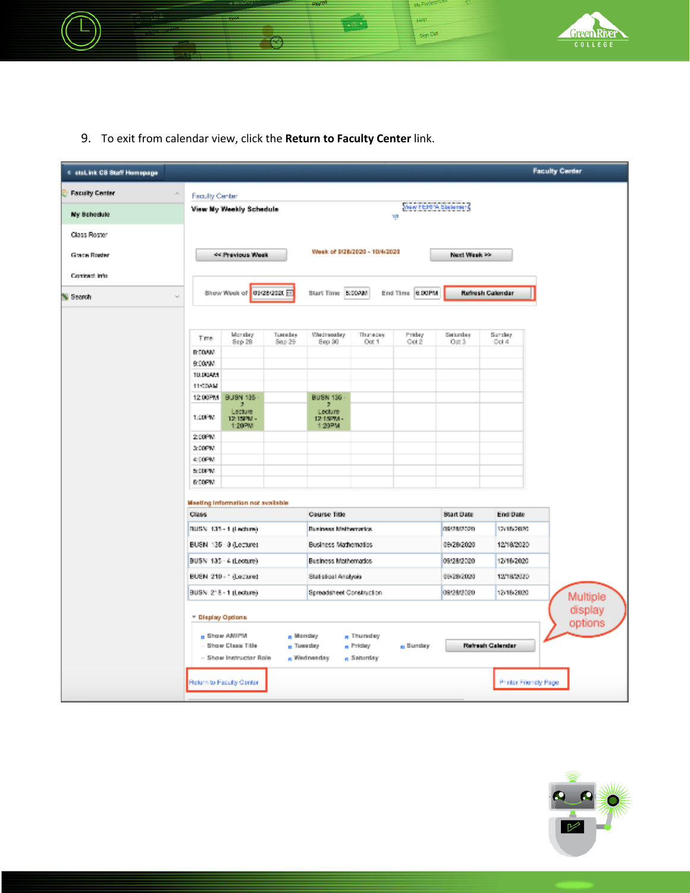9. To exit from calendar view, click the **Return to Faculty Center** link.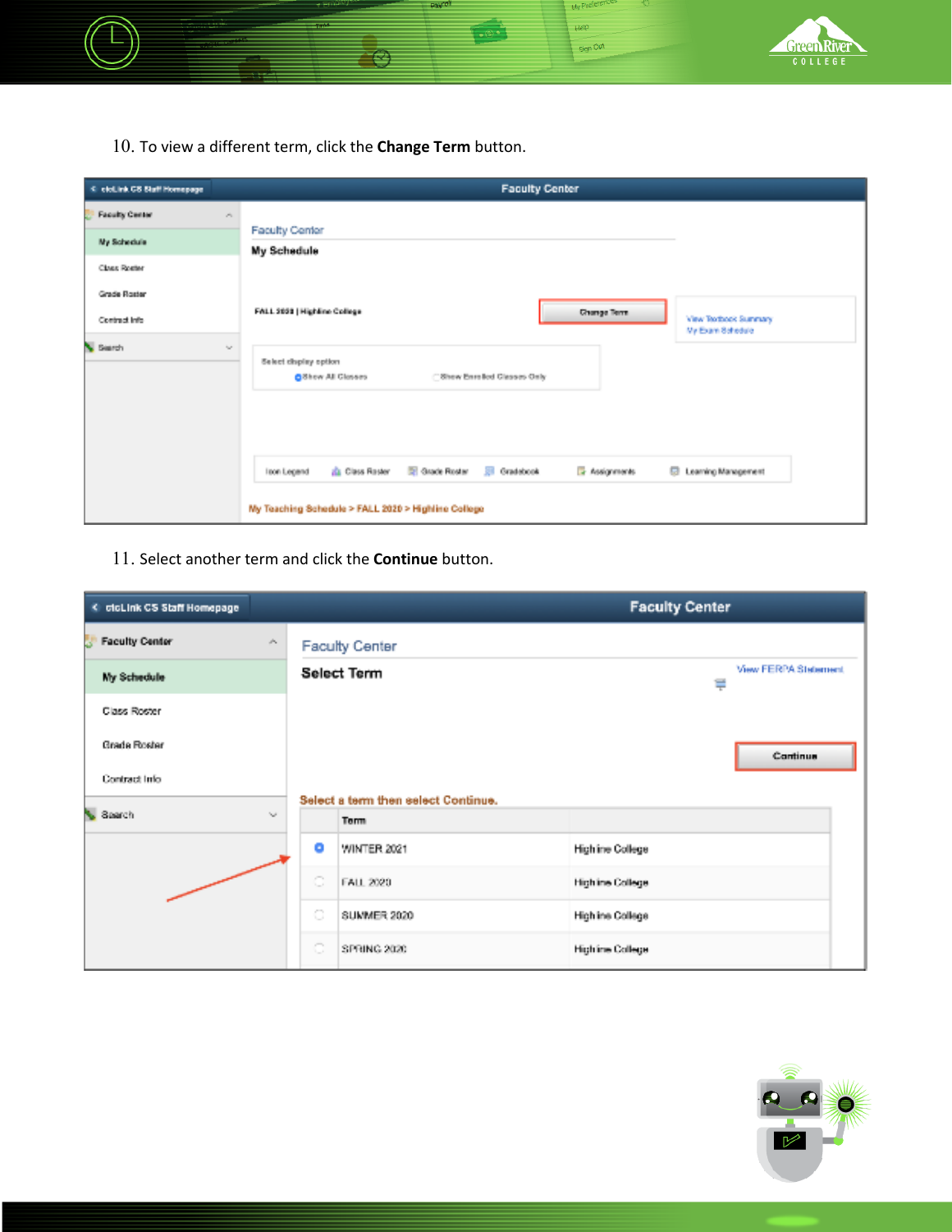10. To view a different term, click the **Change Term** button.

11. Select another term and click the **Continue** button.